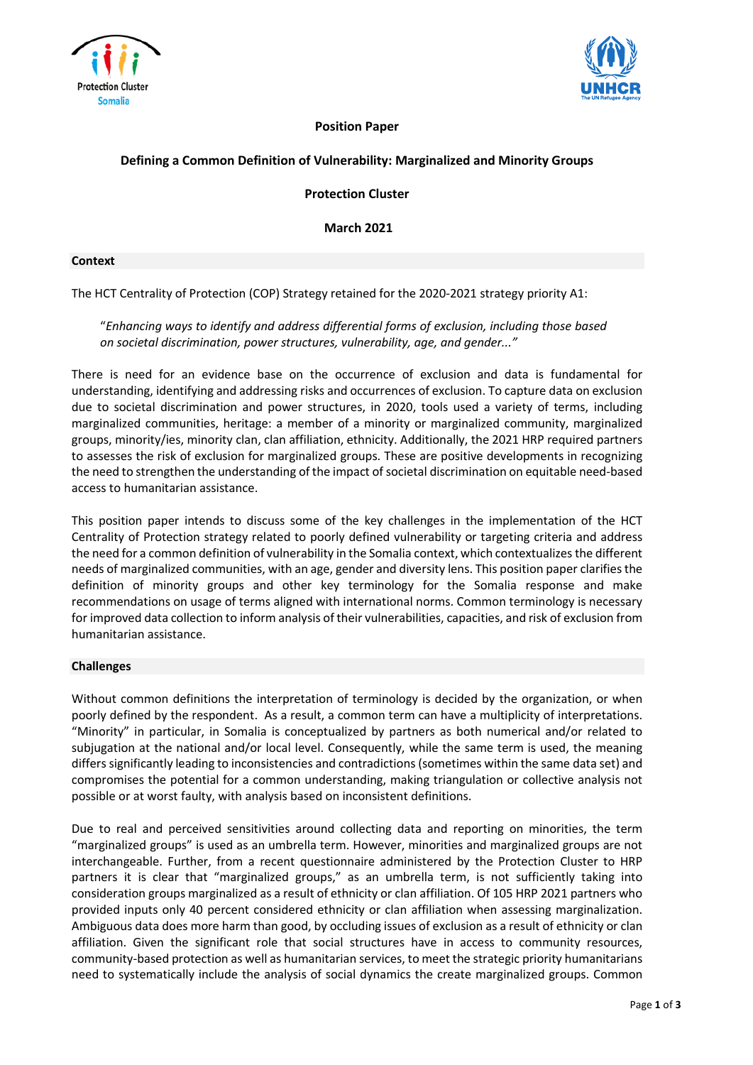**Position Paper**

# Defining a Common Definition of Vulnerability: Marginalized and Minority Groups

**Protection Cluster**

**March 2021**

## Context

The HCT Centrality of Protection (COP) Strategy retained for the 2020-2021 strategy priority A1:

> "*Enhancing ways to identify and address differential forms of exclusion, including those based on societal discrimination, power structures, vulnerability, age, and gender...*"

There is need for an evidence base on the occurrence of exclusion and data is fundamental for understanding, identifying and addressing risks and occurrences of exclusion. To capture data on exclusion due to societal discrimination and power structures, in 2020, tools used a variety of terms, including marginalized communities, heritage: a member of a minority or marginalized community, marginalized groups, minority/ies, minority clan, clan affiliation, ethnicity. Additionally, the 2021 HRP required partners to assesses the risk of exclusion for marginalized groups. These are positive developments in recognizing the need to strengthen the understanding of the impact of societal discrimination on equitable need-based access to humanitarian assistance.

This position paper intends to discuss some of the key challenges in the implementation of the HCT Centrality of Protection strategy related to poorly defined vulnerability or targeting criteria and address the need for a common definition of vulnerability in the Somalia context, which contextualizes the different needs of marginalized communities, with an age, gender and diversity lens. This position paper clarifies the definition of minority groups and other key terminology for the Somalia response and make recommendations on usage of terms aligned with international norms. Common terminology is necessary for improved data collection to inform analysis of their vulnerabilities, capacities, and risk of exclusion from humanitarian assistance.

## Challenges

Without common definitions the interpretation of terminology is decided by the organization, or when poorly defined by the respondent. As a result, a common term can have a multiplicity of interpretations. "Minority" in particular, in Somalia is conceptualized by partners as both numerical and/or related to subjugation at the national and/or local level. Consequently, while the same term is used, the meaning differs significantly leading to inconsistencies and contradictions (sometimes within the same data set) and compromises the potential for a common understanding, making triangulation or collective analysis not possible or at worst faulty, with analysis based on inconsistent definitions.

Due to real and perceived sensitivities around collecting data and reporting on minorities, the term "marginalized groups" is used as an umbrella term. However, minorities and marginalized groups are not interchangeable. Further, from a recent questionnaire administered by the Protection Cluster to HRP partners it is clear that "marginalized groups," as an umbrella term, is not sufficiently taking into consideration groups marginalized as a result of ethnicity or clan affiliation. Of 105 HRP 2021 partners who provided inputs only 40 percent considered ethnicity or clan affiliation when assessing marginalization. Ambiguous data does more harm than good, by occluding issues of exclusion as a result of ethnicity or clan affiliation. Given the significant role that social structures have in access to community resources, community-based protection as well as humanitarian services, to meet the strategic priority humanitarians need to systematically include the analysis of social dynamics the create marginalized groups. Common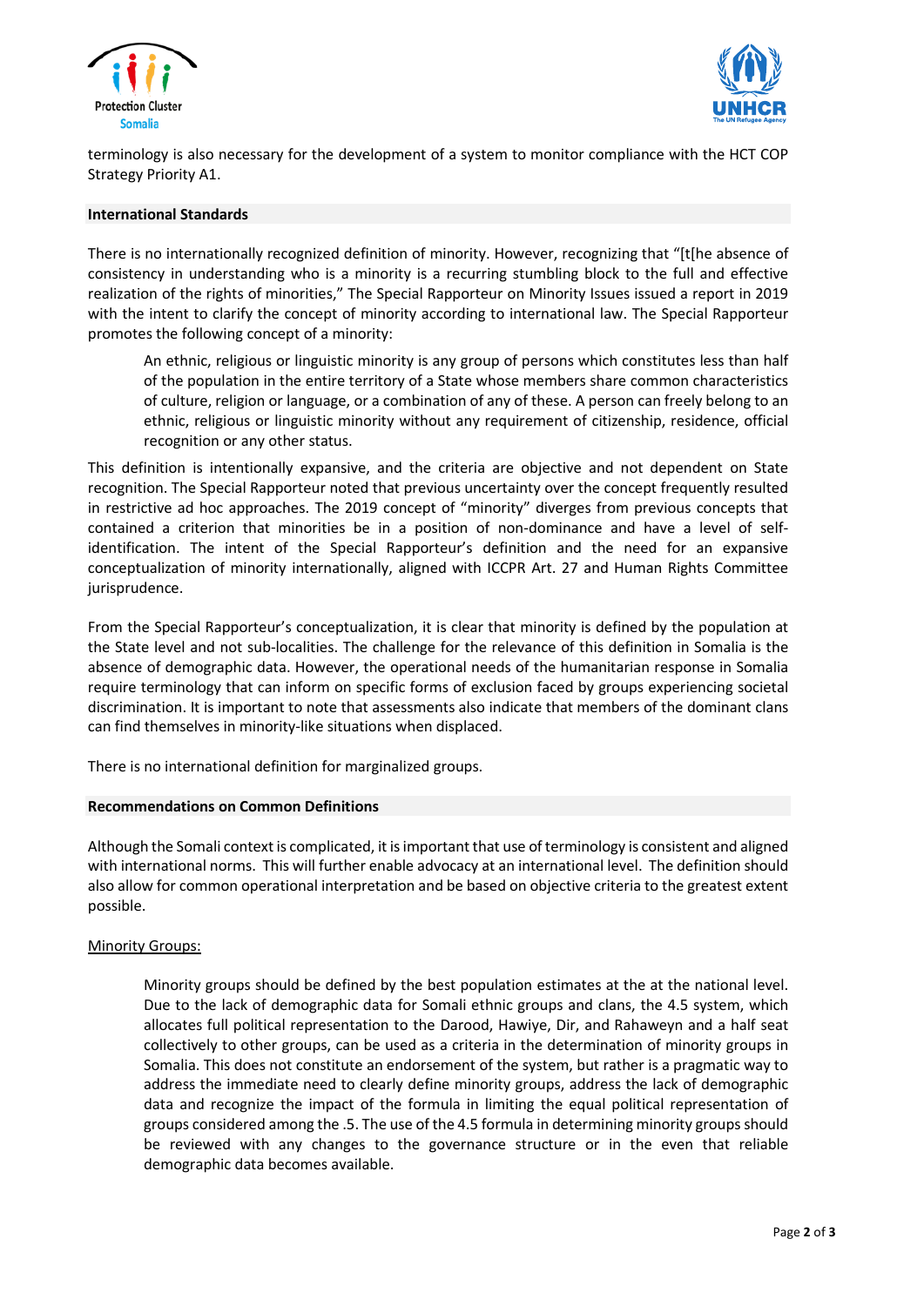terminology is also necessary for the development of a system to monitor compliance with the HCT COP Strategy Priority A1.

**International Standards**

There is no internationally recognized definition of minority. However, recognizing that "[t[he absence of consistency in understanding who is a minority is a recurring stumbling block to the full and effective realization of the rights of minorities," The Special Rapporteur on Minority Issues issued a report in 2019 with the intent to clarify the concept of minority according to international law. The Special Rapporteur promotes the following concept of a minority:

> An ethnic, religious or linguistic minority is any group of persons which constitutes less than half of the population in the entire territory of a State whose members share common characteristics of culture, religion or language, or a combination of any of these. A person can freely belong to an ethnic, religious or linguistic minority without any requirement of citizenship, residence, official recognition or any other status.

This definition is intentionally expansive, and the criteria are objective and not dependent on State recognition. The Special Rapporteur noted that previous uncertainty over the concept frequently resulted in restrictive ad hoc approaches. The 2019 concept of "minority" diverges from previous concepts that contained a criterion that minorities be in a position of non-dominance and have a level of self-identification. The intent of the Special Rapporteur's definition and the need for an expansive conceptualization of minority internationally, aligned with ICCPR Art. 27 and Human Rights Committee jurisprudence.

From the Special Rapporteur's conceptualization, it is clear that minority is defined by the population at the State level and not sub-localities. The challenge for the relevance of this definition in Somalia is the absence of demographic data. However, the operational needs of the humanitarian response in Somalia require terminology that can inform on specific forms of exclusion faced by groups experiencing societal discrimination. It is important to note that assessments also indicate that members of the dominant clans can find themselves in minority-like situations when displaced.

There is no international definition for marginalized groups.

**Recommendations on Common Definitions**

Although the Somali context is complicated, it is important that use of terminology is consistent and aligned with international norms. This will further enable advocacy at an international level. The definition should also allow for common operational interpretation and be based on objective criteria to the greatest extent possible.

Minority Groups:

> Minority groups should be defined by the best population estimates at the at the national level. Due to the lack of demographic data for Somali ethnic groups and clans, the 4.5 system, which allocates full political representation to the Darood, Hawiye, Dir, and Rahaweyn and a half seat collectively to other groups, can be used as a criteria in the determination of minority groups in Somalia. This does not constitute an endorsement of the system, but rather is a pragmatic way to address the immediate need to clearly define minority groups, address the lack of demographic data and recognize the impact of the formula in limiting the equal political representation of groups considered among the .5. The use of the 4.5 formula in determining minority groups should be reviewed with any changes to the governance structure or in the even that reliable demographic data becomes available.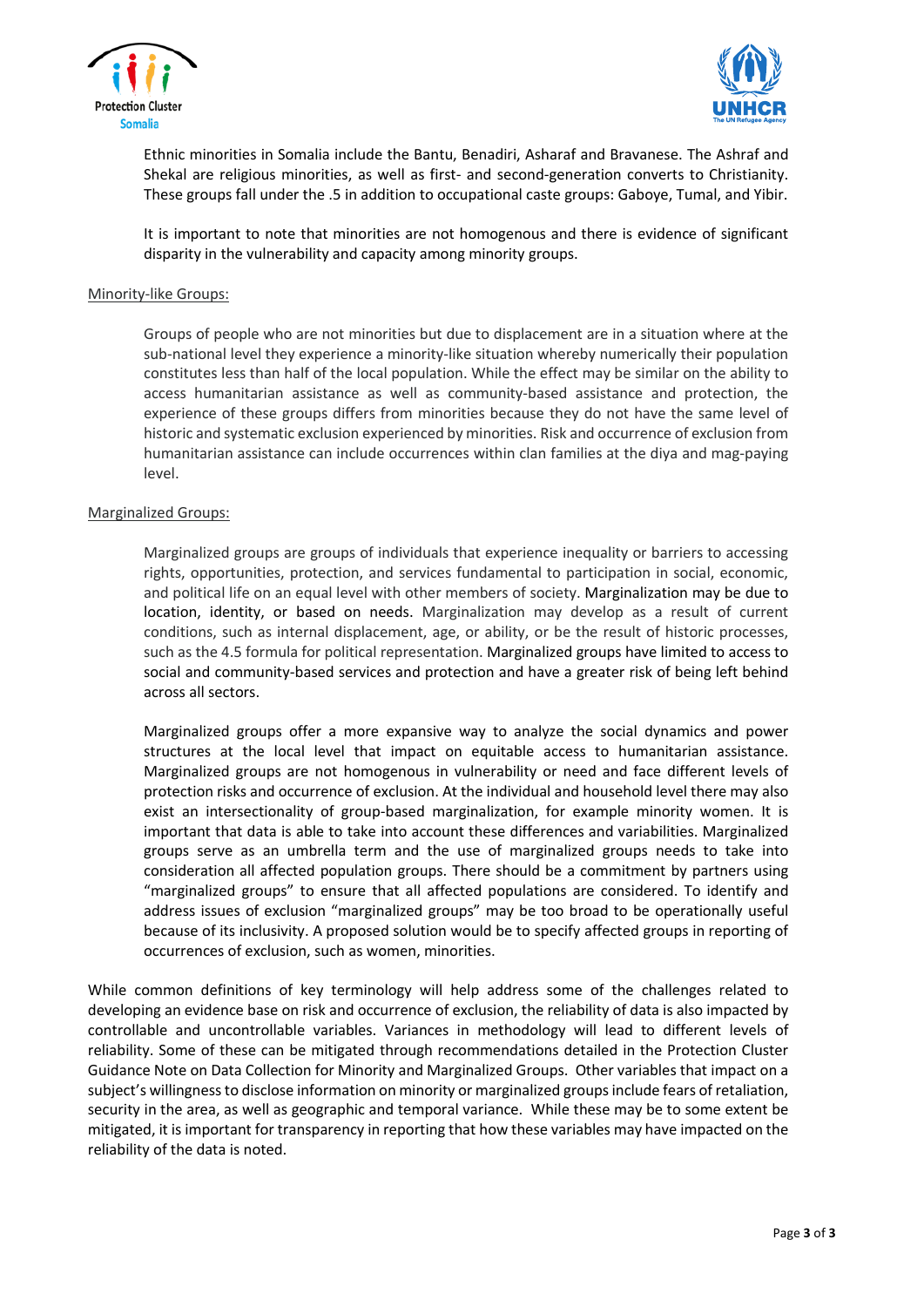Ethnic minorities in Somalia include the Bantu, Benadiri, Asharaf and Bravanese. The Ashraf and Shekal are religious minorities, as well as first- and second-generation converts to Christianity. These groups fall under the .5 in addition to occupational caste groups: Gaboye, Tumal, and Yibir.

It is important to note that minorities are not homogenous and there is evidence of significant disparity in the vulnerability and capacity among minority groups.

Minority-like Groups:

Groups of people who are not minorities but due to displacement are in a situation where at the sub-national level they experience a minority-like situation whereby numerically their population constitutes less than half of the local population. While the effect may be similar on the ability to access humanitarian assistance as well as community-based assistance and protection, the experience of these groups differs from minorities because they do not have the same level of historic and systematic exclusion experienced by minorities. Risk and occurrence of exclusion from humanitarian assistance can include occurrences within clan families at the diya and mag-paying level.

Marginalized Groups:

Marginalized groups are groups of individuals that experience inequality or barriers to accessing rights, opportunities, protection, and services fundamental to participation in social, economic, and political life on an equal level with other members of society. Marginalization may be due to location, identity, or based on needs. Marginalization may develop as a result of current conditions, such as internal displacement, age, or ability, or be the result of historic processes, such as the 4.5 formula for political representation. Marginalized groups have limited to access to social and community-based services and protection and have a greater risk of being left behind across all sectors.

Marginalized groups offer a more expansive way to analyze the social dynamics and power structures at the local level that impact on equitable access to humanitarian assistance. Marginalized groups are not homogenous in vulnerability or need and face different levels of protection risks and occurrence of exclusion. At the individual and household level there may also exist an intersectionality of group-based marginalization, for example minority women. It is important that data is able to take into account these differences and variabilities. Marginalized groups serve as an umbrella term and the use of marginalized groups needs to take into consideration all affected population groups. There should be a commitment by partners using "marginalized groups" to ensure that all affected populations are considered. To identify and address issues of exclusion "marginalized groups" may be too broad to be operationally useful because of its inclusivity. A proposed solution would be to specify affected groups in reporting of occurrences of exclusion, such as women, minorities.

While common definitions of key terminology will help address some of the challenges related to developing an evidence base on risk and occurrence of exclusion, the reliability of data is also impacted by controllable and uncontrollable variables. Variances in methodology will lead to different levels of reliability. Some of these can be mitigated through recommendations detailed in the Protection Cluster Guidance Note on Data Collection for Minority and Marginalized Groups. Other variables that impact on a subject's willingness to disclose information on minority or marginalized groups include fears of retaliation, security in the area, as well as geographic and temporal variance. While these may be to some extent be mitigated, it is important for transparency in reporting that how these variables may have impacted on the reliability of the data is noted.